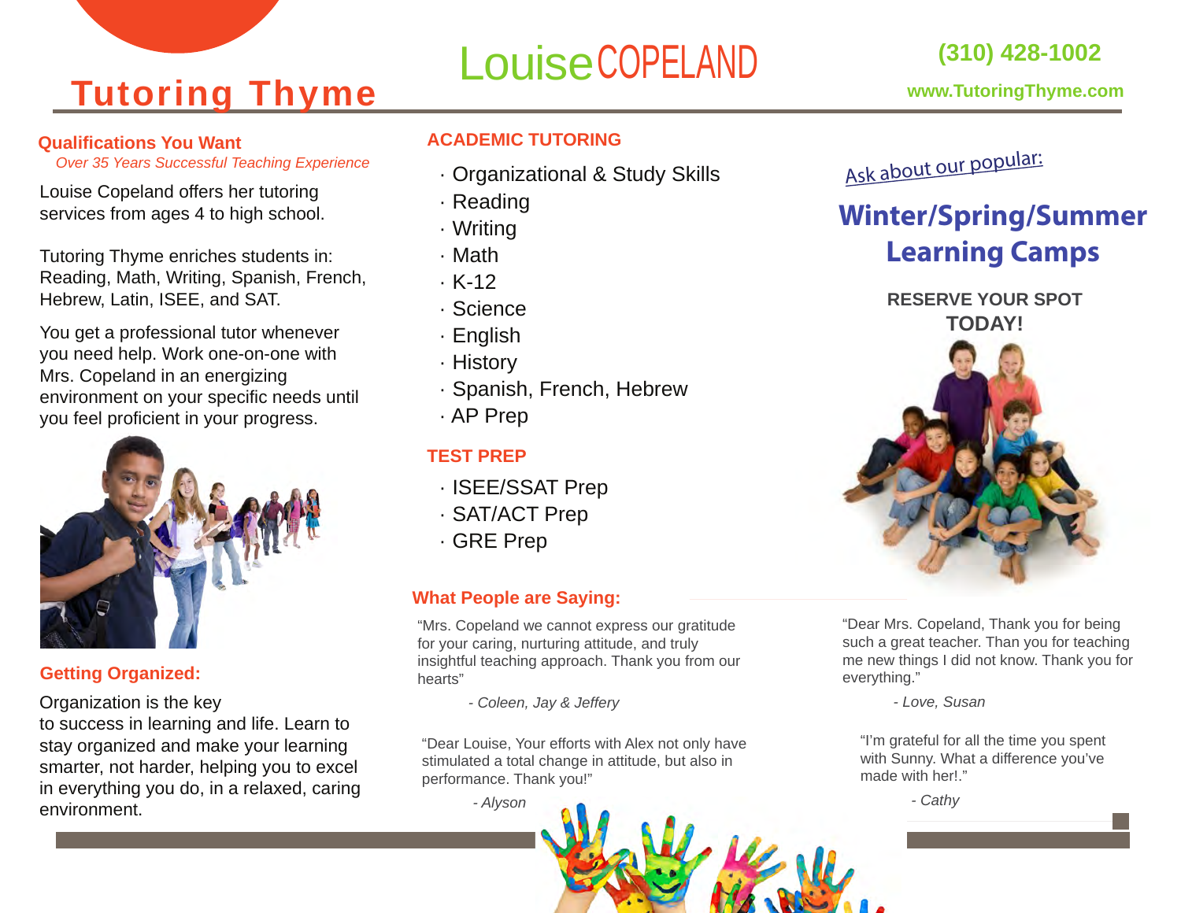# Tutoring Thyme

# Louise COPELAND

**(310) 428-1002**

**www.TutoringThyme.com**

## Qualifications You Want

*Over 35 Years Successful Teaching Experience*

Louise Copeland offers her tutoring services from ages 4 to high school.

Tutoring Thyme enriches students in: Reading, Math, Writing, Spanish, French, Hebrew, Latin, ISEE, and SAT.

You get a professional tutor whenever you need help. Work one-on-one with Mrs. Copeland in an energizing environment on your specific needs until you feel proficient in your progress.

## Getting Organized:

Organization is the key to success in learning and life. Learn to stay organized and make your learning smarter, not harder, helping you to excel in everything you do, in a relaxed, caring environment.

## ACADEMIC TUTORING

- Organizational & Study Skills
- Reading
- Writing
- Math
- K-12
- Science
- English
- History
- Spanish, French, Hebrew
- AP Prep

## TEST PREP

- ISEE/SSAT Prep
- SAT/ACT Prep
- GRE Prep

## What People are Saying:

"Mrs. Copeland we cannot express our gratitude for your caring, nurturing attitude, and truly insightful teaching approach. Thank you from our hearts"

*- Coleen, Jay & Jeffery*

"Dear Louise, Your efforts with Alex not only have stimulated a total change in attitude, but also in performance. Thank you!"

*- Alyson*

"Dear Mrs. Copeland, Thank you for being such a great teacher. Than you for teaching me new things I did not know. Thank you for everything."

*- Love, Susan*

"I'm grateful for all the time you spent with Sunny. What a difference you've made with her!."

*- Cathy*

Ask about our popular:

## Winter/Spring/Summer Learning Camps

**RESERVE YOUR SPOT TODAY!**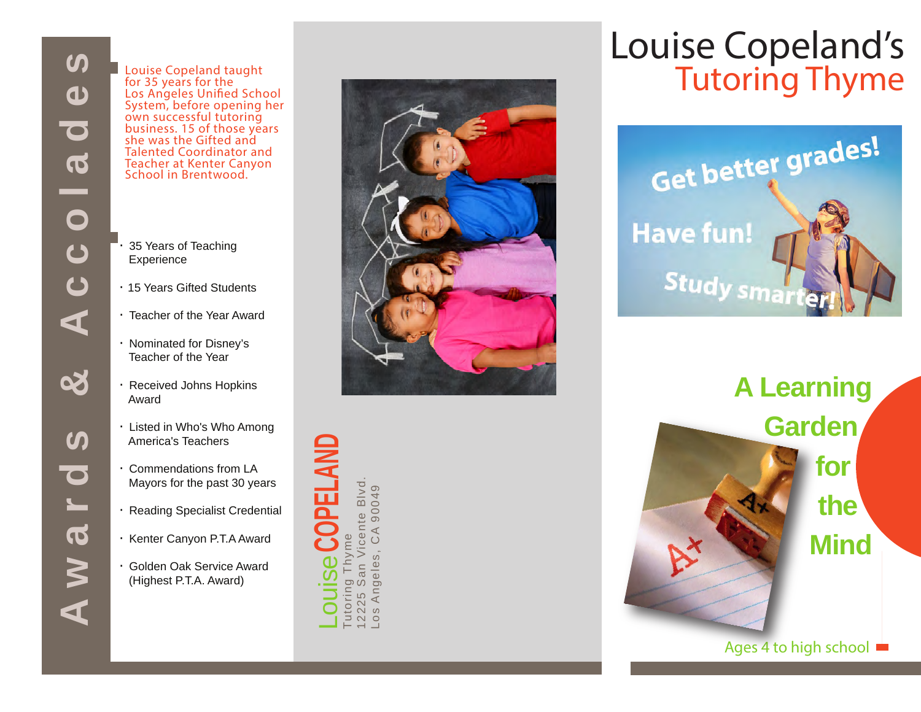# Awards & Accolades

Louise Copeland taught for 35 years for the Los Angeles Unified School System, before opening her own successful tutoring business. 15 of those years she was the Gifted and Talented Coordinator and Teacher at Kenter Canyon School in Brentwood.

- 35 Years of Teaching Experience
- 15 Years Gifted Students
- Teacher of the Year Award
- Nominated for Disney's Teacher of the Year
- Received Johns Hopkins Award
- Listed in Who's Who Among America's Teachers
- Commendations from LA Mayors for the past 30 years
- Reading Specialist Credential
- Kenter Canyon P.T.A Award
- Golden Oak Service Award (Highest P.T.A. Award)

Louise COPELAND
Tutoring Thyme
12225 San Vicente Blvd.
Los Angeles, CA 90049

# Louise Copeland's Tutoring Thyme

Get better grades!

Have fun!

Study smarter!

## A Learning Garden for the Mind

Ages 4 to high school